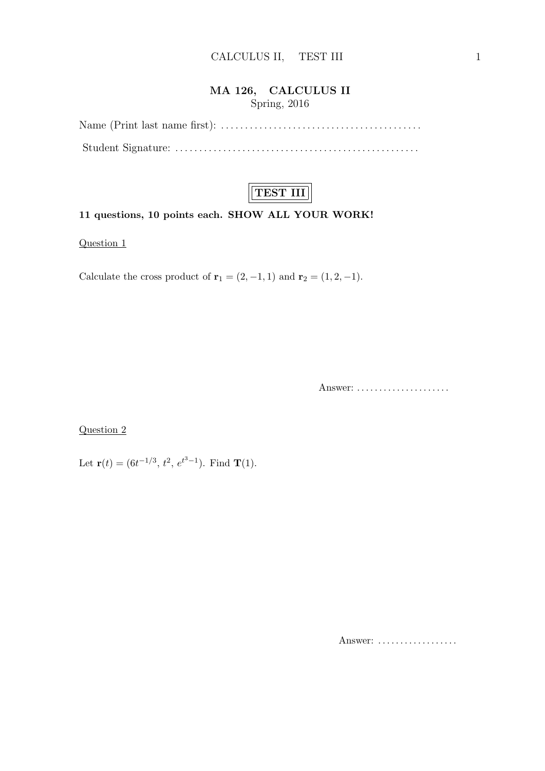# MA 126, CALCULUS II

Spring, 2016

Name (Print last name first): ..........................................

Student Signature: ..................................................

## TEST III

**11 questions, 10 points each. SHOW ALL YOUR WORK!**

Question 1

Calculate the cross product of $\mathbf{r}_1 = (2, -1, 1)$ and $\mathbf{r}_2 = (1, 2, -1)$.

Answer: .....................

Question 2

Let $\mathbf{r}(t) = (6t^{-1/3},\, t^2,\, e^{t^3-1})$. Find $\mathbf{T}(1)$.

Answer: ..................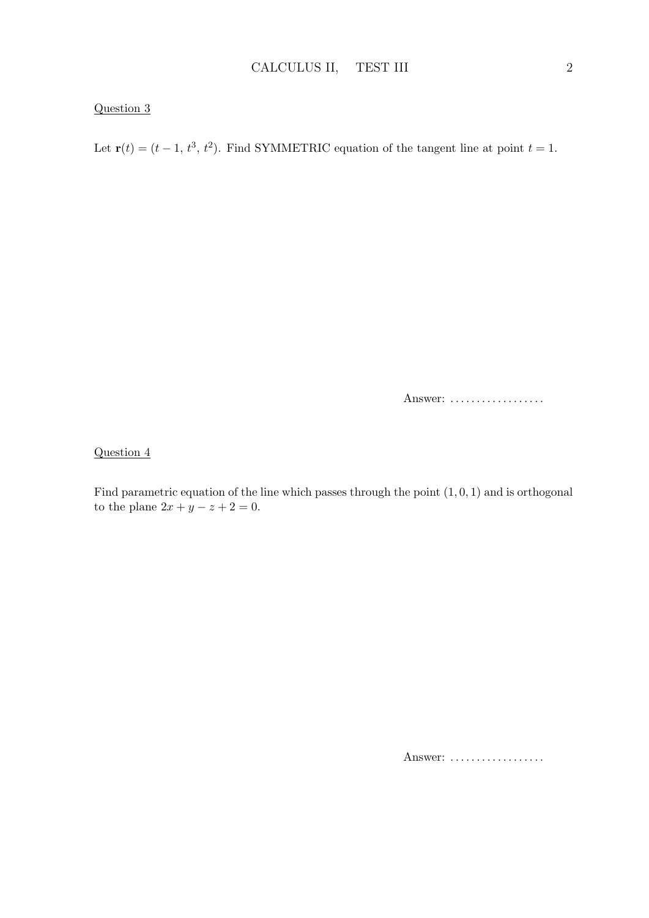Question 3

Let $\mathbf{r}(t) = (t-1,\, t^3,\, t^2)$. Find SYMMETRIC equation of the tangent line at point $t = 1$.

Answer: ..................

Question 4

Find parametric equation of the line which passes through the point $(1, 0, 1)$ and is orthogonal to the plane $2x + y - z + 2 = 0$.

Answer: ..................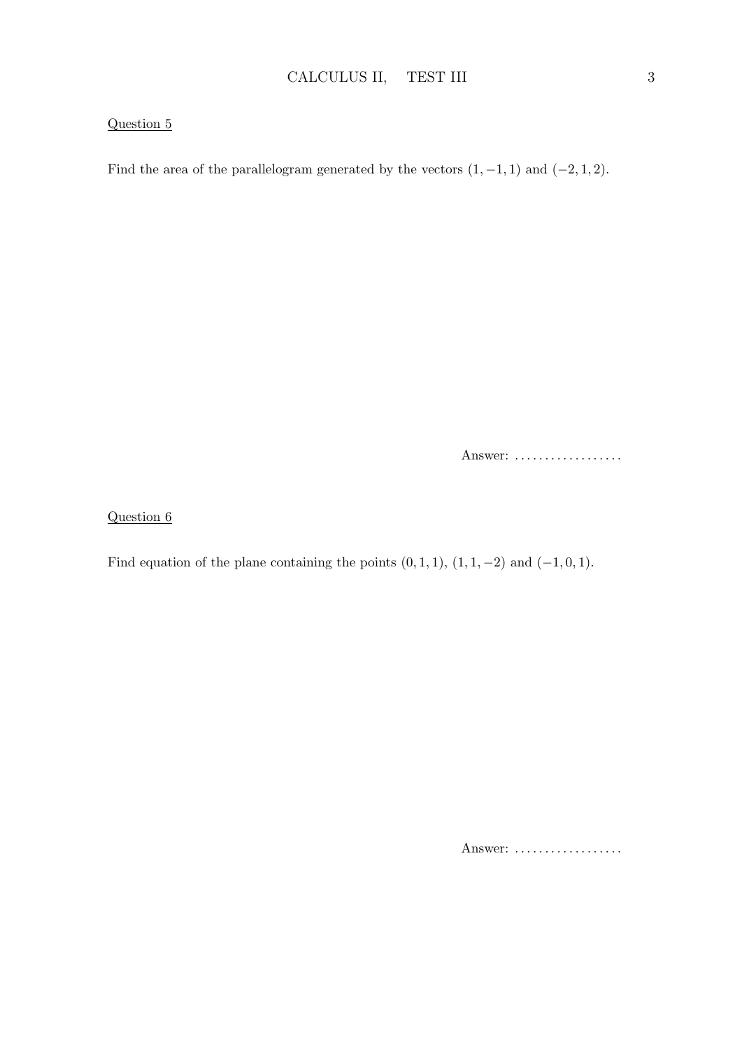Question 5

Find the area of the parallelogram generated by the vectors $(1, -1, 1)$ and $(-2, 1, 2)$.

Answer: ..................

Question 6

Find equation of the plane containing the points $(0, 1, 1)$, $(1, 1, -2)$ and $(-1, 0, 1)$.

Answer: ..................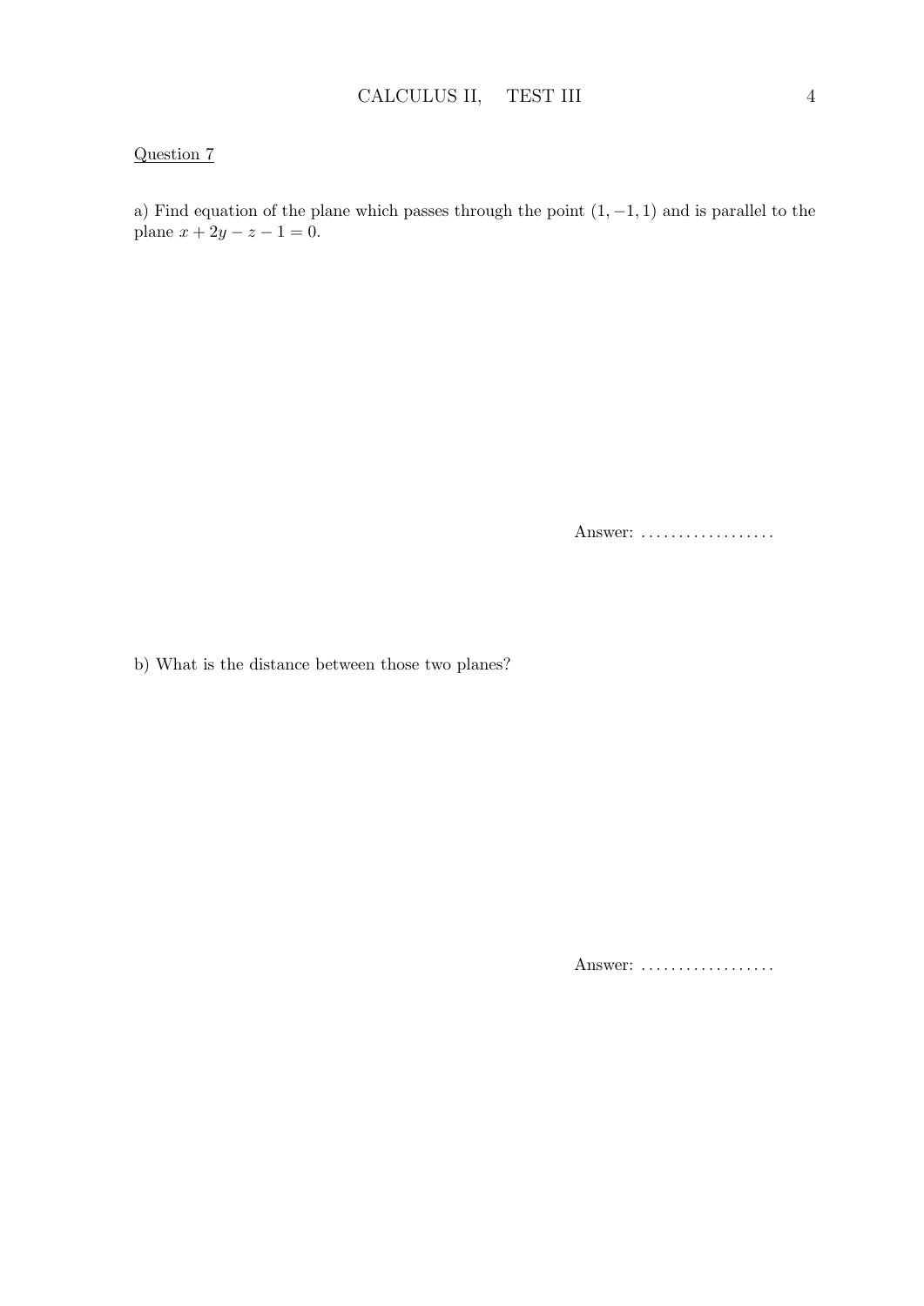Question 7

a) Find equation of the plane which passes through the point $(1, -1, 1)$ and is parallel to the plane $x + 2y - z - 1 = 0$.

Answer: ..................

b) What is the distance between those two planes?

Answer: ..................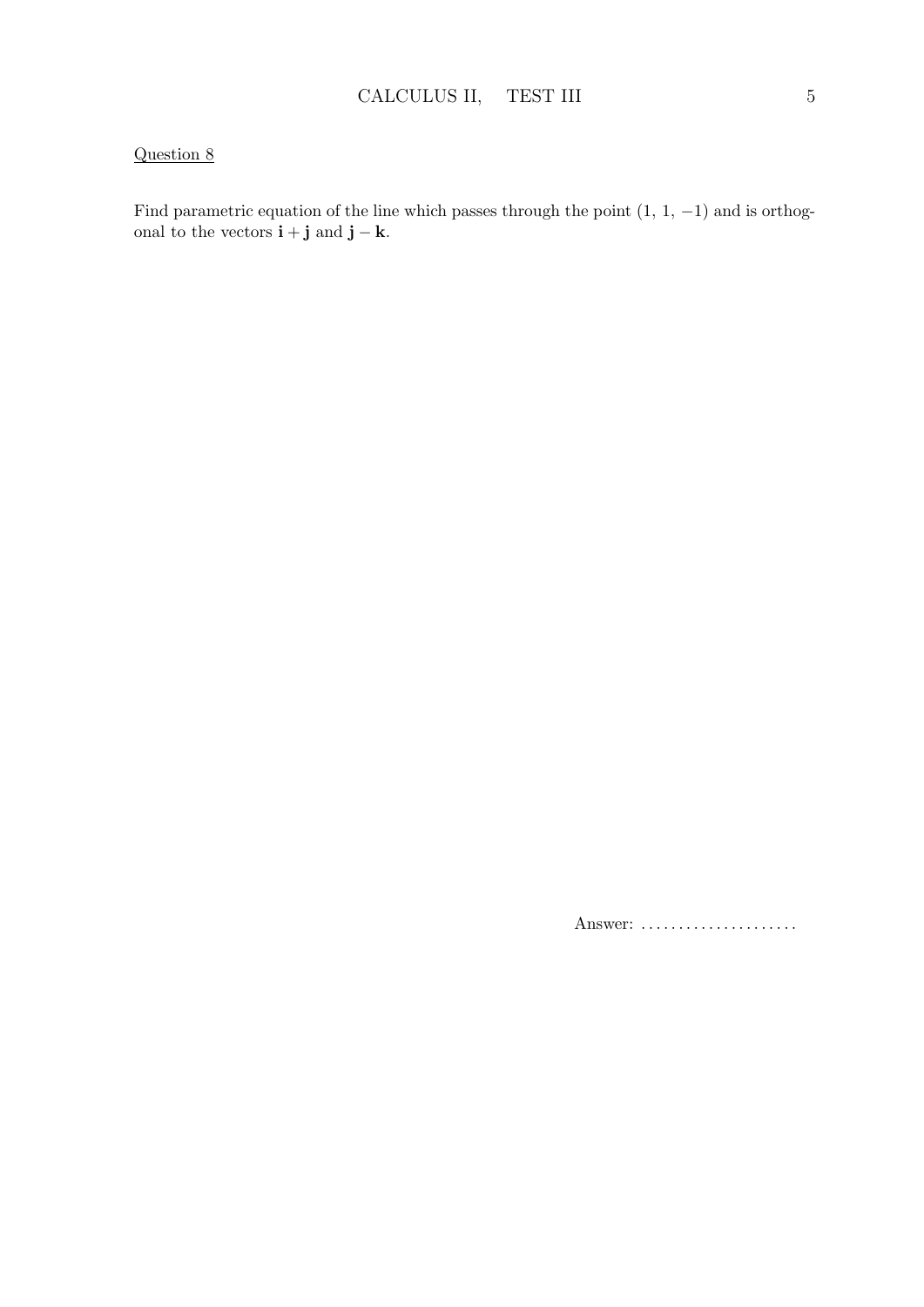Question 8

Find parametric equation of the line which passes through the point $(1,\ 1,\ -1)$ and is orthogonal to the vectors $\mathbf{i} + \mathbf{j}$ and $\mathbf{j} - \mathbf{k}$.

Answer: .....................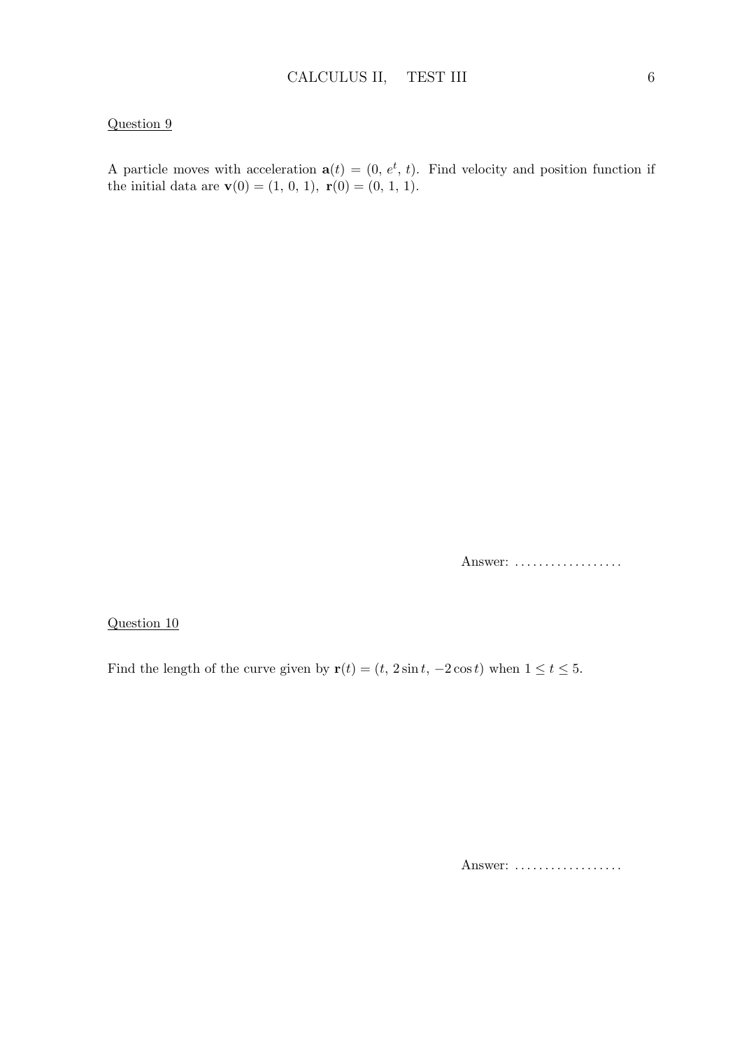Question 9

A particle moves with acceleration $\mathbf{a}(t) = (0,\, e^t,\, t)$. Find velocity and position function if the initial data are $\mathbf{v}(0) = (1,\, 0,\, 1)$, $\mathbf{r}(0) = (0,\, 1,\, 1)$.

Answer: ..................

Question 10

Find the length of the curve given by $\mathbf{r}(t) = (t,\, 2\sin t,\, -2\cos t)$ when $1 \leq t \leq 5$.

Answer: ..................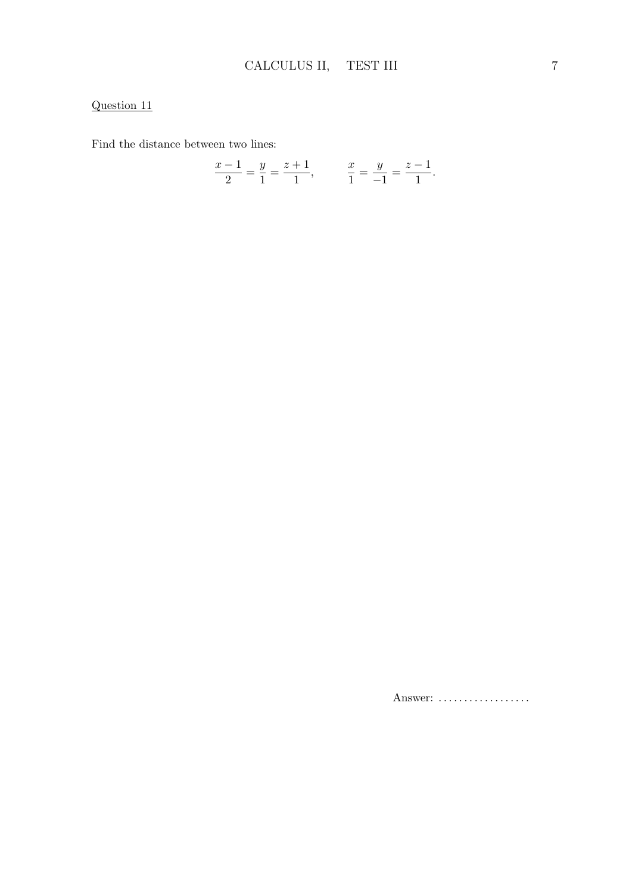Question 11

Find the distance between two lines:

$$\frac{x-1}{2} = \frac{y}{1} = \frac{z+1}{1}, \qquad \frac{x}{1} = \frac{y}{-1} = \frac{z-1}{1}.$$

Answer: ..................